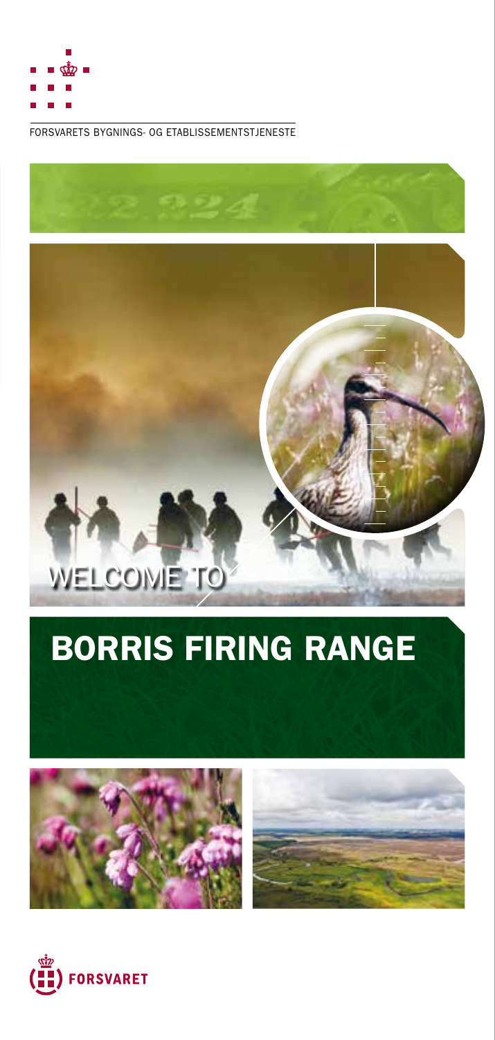FORSVARETS BYGNINGS- OG ETABLISSEMENTSTJENESTE

WELCOME TO

# BORRIS FIRING RANGE

FORSVARET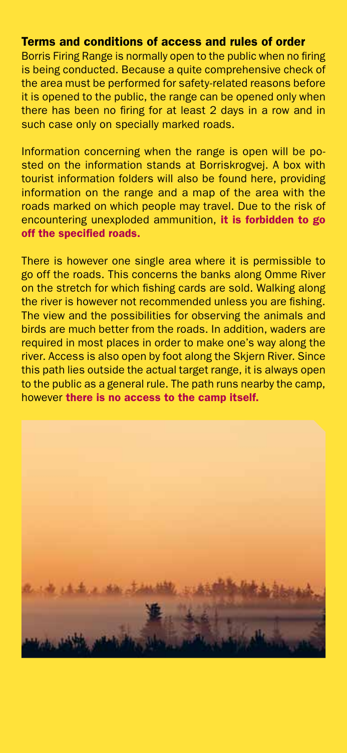## Terms and conditions of access and rules of order

Borris Firing Range is normally open to the public when no firing is being conducted. Because a quite comprehensive check of the area must be performed for safety-related reasons before it is opened to the public, the range can be opened only when there has been no firing for at least 2 days in a row and in such case only on specially marked roads.

Information concerning when the range is open will be posted on the information stands at Borriskrogvej. A box with tourist information folders will also be found here, providing information on the range and a map of the area with the roads marked on which people may travel. Due to the risk of encountering unexploded ammunition, **it is forbidden to go off the specified roads.**

There is however one single area where it is permissible to go off the roads. This concerns the banks along Omme River on the stretch for which fishing cards are sold. Walking along the river is however not recommended unless you are fishing. The view and the possibilities for observing the animals and birds are much better from the roads. In addition, waders are required in most places in order to make one's way along the river. Access is also open by foot along the Skjern River. Since this path lies outside the actual target range, it is always open to the public as a general rule. The path runs nearby the camp, however **there is no access to the camp itself.**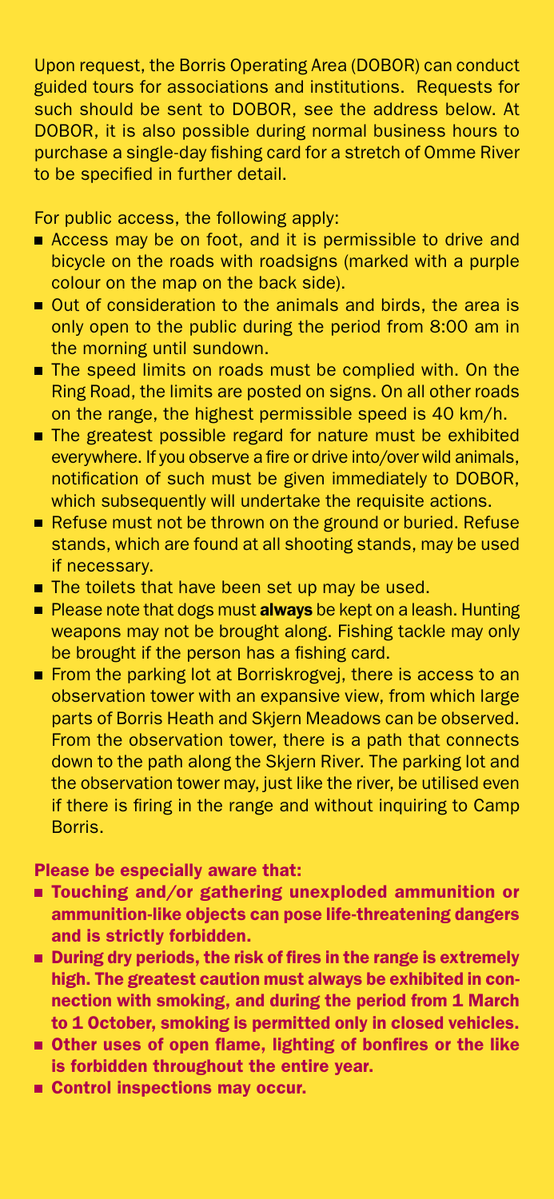Upon request, the Borris Operating Area (DOBOR) can conduct guided tours for associations and institutions. Requests for such should be sent to DOBOR, see the address below. At DOBOR, it is also possible during normal business hours to purchase a single-day fishing card for a stretch of Omme River to be specified in further detail.

For public access, the following apply:

- Access may be on foot, and it is permissible to drive and bicycle on the roads with roadsigns (marked with a purple colour on the map on the back side).
- Out of consideration to the animals and birds, the area is only open to the public during the period from 8:00 am in the morning until sundown.
- The speed limits on roads must be complied with. On the Ring Road, the limits are posted on signs. On all other roads on the range, the highest permissible speed is 40 km/h.
- The greatest possible regard for nature must be exhibited everywhere. If you observe a fire or drive into/over wild animals, notification of such must be given immediately to DOBOR, which subsequently will undertake the requisite actions.
- Refuse must not be thrown on the ground or buried. Refuse stands, which are found at all shooting stands, may be used if necessary.
- The toilets that have been set up may be used.
- Please note that dogs must **always** be kept on a leash. Hunting weapons may not be brought along. Fishing tackle may only be brought if the person has a fishing card.
- From the parking lot at Borriskrogvej, there is access to an observation tower with an expansive view, from which large parts of Borris Heath and Skjern Meadows can be observed. From the observation tower, there is a path that connects down to the path along the Skjern River. The parking lot and the observation tower may, just like the river, be utilised even if there is firing in the range and without inquiring to Camp Borris.

**Please be especially aware that:**

- **Touching and/or gathering unexploded ammunition or ammunition-like objects can pose life-threatening dangers and is strictly forbidden.**
- **During dry periods, the risk of fires in the range is extremely high. The greatest caution must always be exhibited in connection with smoking, and during the period from 1 March to 1 October, smoking is permitted only in closed vehicles.**
- **Other uses of open flame, lighting of bonfires or the like is forbidden throughout the entire year.**
- **Control inspections may occur.**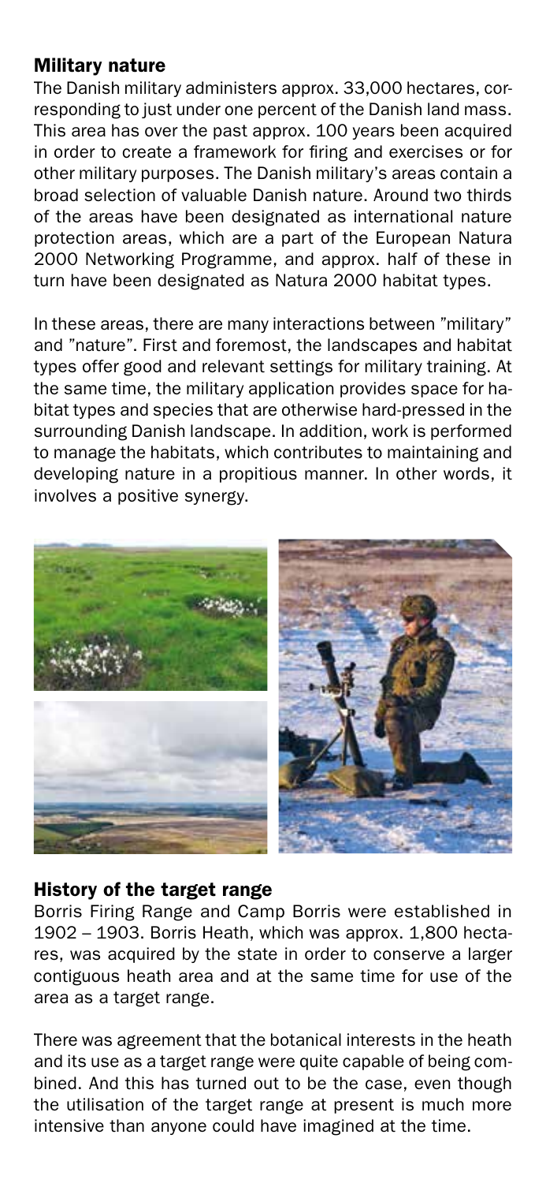## Military nature

The Danish military administers approx. 33,000 hectares, corresponding to just under one percent of the Danish land mass. This area has over the past approx. 100 years been acquired in order to create a framework for firing and exercises or for other military purposes. The Danish military's areas contain a broad selection of valuable Danish nature. Around two thirds of the areas have been designated as international nature protection areas, which are a part of the European Natura 2000 Networking Programme, and approx. half of these in turn have been designated as Natura 2000 habitat types.

In these areas, there are many interactions between "military" and "nature". First and foremost, the landscapes and habitat types offer good and relevant settings for military training. At the same time, the military application provides space for habitat types and species that are otherwise hard-pressed in the surrounding Danish landscape. In addition, work is performed to manage the habitats, which contributes to maintaining and developing nature in a propitious manner. In other words, it involves a positive synergy.

## History of the target range

Borris Firing Range and Camp Borris were established in 1902 – 1903. Borris Heath, which was approx. 1,800 hectares, was acquired by the state in order to conserve a larger contiguous heath area and at the same time for use of the area as a target range.

There was agreement that the botanical interests in the heath and its use as a target range were quite capable of being combined. And this has turned out to be the case, even though the utilisation of the target range at present is much more intensive than anyone could have imagined at the time.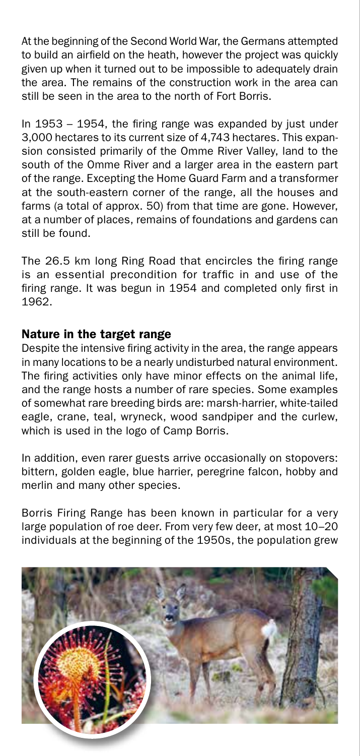At the beginning of the Second World War, the Germans attempted to build an airfield on the heath, however the project was quickly given up when it turned out to be impossible to adequately drain the area. The remains of the construction work in the area can still be seen in the area to the north of Fort Borris.

In 1953 – 1954, the firing range was expanded by just under 3,000 hectares to its current size of 4,743 hectares. This expansion consisted primarily of the Omme River Valley, land to the south of the Omme River and a larger area in the eastern part of the range. Excepting the Home Guard Farm and a transformer at the south-eastern corner of the range, all the houses and farms (a total of approx. 50) from that time are gone. However, at a number of places, remains of foundations and gardens can still be found.

The 26.5 km long Ring Road that encircles the firing range is an essential precondition for traffic in and use of the firing range. It was begun in 1954 and completed only first in 1962.

## Nature in the target range

Despite the intensive firing activity in the area, the range appears in many locations to be a nearly undisturbed natural environment. The firing activities only have minor effects on the animal life, and the range hosts a number of rare species. Some examples of somewhat rare breeding birds are: marsh-harrier, white-tailed eagle, crane, teal, wryneck, wood sandpiper and the curlew, which is used in the logo of Camp Borris.

In addition, even rarer guests arrive occasionally on stopovers: bittern, golden eagle, blue harrier, peregrine falcon, hobby and merlin and many other species.

Borris Firing Range has been known in particular for a very large population of roe deer. From very few deer, at most 10–20 individuals at the beginning of the 1950s, the population grew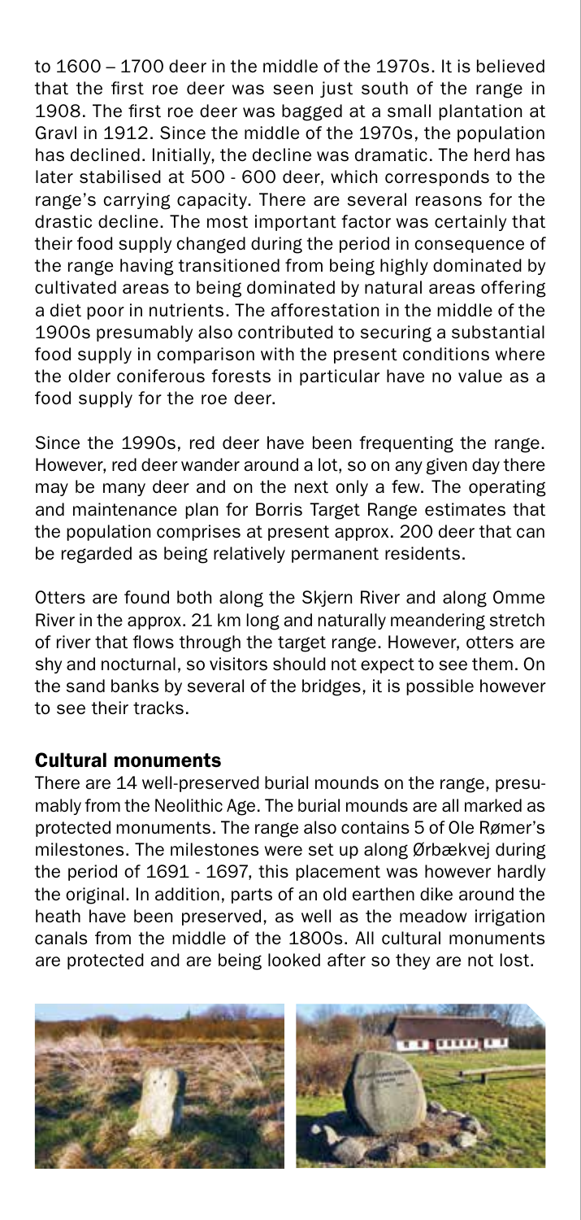to 1600 – 1700 deer in the middle of the 1970s. It is believed that the first roe deer was seen just south of the range in 1908. The first roe deer was bagged at a small plantation at Gravl in 1912. Since the middle of the 1970s, the population has declined. Initially, the decline was dramatic. The herd has later stabilised at 500 - 600 deer, which corresponds to the range's carrying capacity. There are several reasons for the drastic decline. The most important factor was certainly that their food supply changed during the period in consequence of the range having transitioned from being highly dominated by cultivated areas to being dominated by natural areas offering a diet poor in nutrients. The afforestation in the middle of the 1900s presumably also contributed to securing a substantial food supply in comparison with the present conditions where the older coniferous forests in particular have no value as a food supply for the roe deer.

Since the 1990s, red deer have been frequenting the range. However, red deer wander around a lot, so on any given day there may be many deer and on the next only a few. The operating and maintenance plan for Borris Target Range estimates that the population comprises at present approx. 200 deer that can be regarded as being relatively permanent residents.

Otters are found both along the Skjern River and along Omme River in the approx. 21 km long and naturally meandering stretch of river that flows through the target range. However, otters are shy and nocturnal, so visitors should not expect to see them. On the sand banks by several of the bridges, it is possible however to see their tracks.

## Cultural monuments

There are 14 well-preserved burial mounds on the range, presumably from the Neolithic Age. The burial mounds are all marked as protected monuments. The range also contains 5 of Ole Rømer's milestones. The milestones were set up along Ørbækvej during the period of 1691 - 1697, this placement was however hardly the original. In addition, parts of an old earthen dike around the heath have been preserved, as well as the meadow irrigation canals from the middle of the 1800s. All cultural monuments are protected and are being looked after so they are not lost.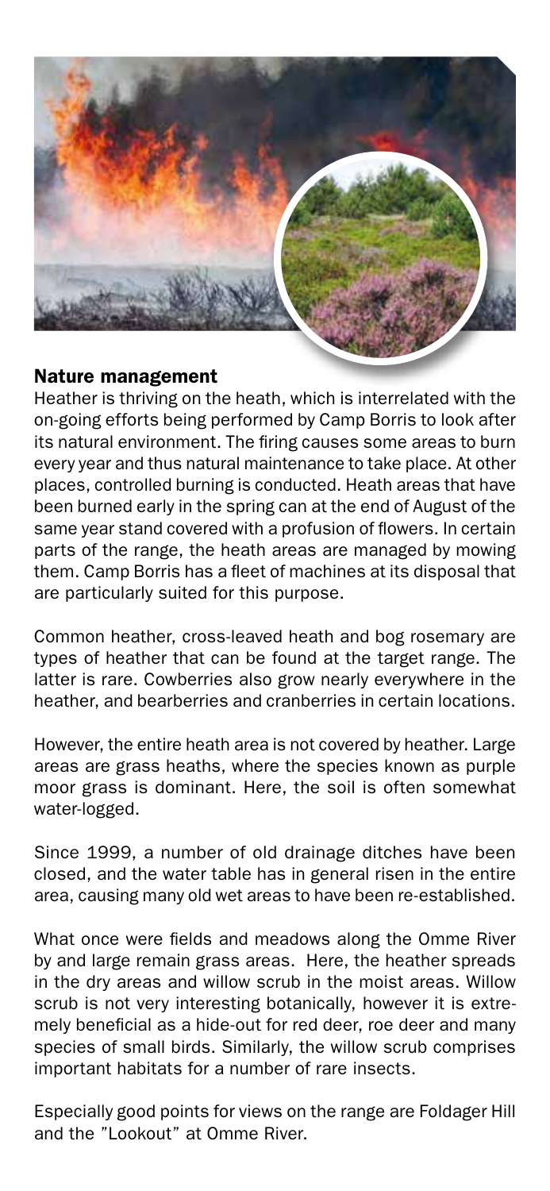## Nature management

Heather is thriving on the heath, which is interrelated with the on-going efforts being performed by Camp Borris to look after its natural environment. The firing causes some areas to burn every year and thus natural maintenance to take place. At other places, controlled burning is conducted. Heath areas that have been burned early in the spring can at the end of August of the same year stand covered with a profusion of flowers. In certain parts of the range, the heath areas are managed by mowing them. Camp Borris has a fleet of machines at its disposal that are particularly suited for this purpose.

Common heather, cross-leaved heath and bog rosemary are types of heather that can be found at the target range. The latter is rare. Cowberries also grow nearly everywhere in the heather, and bearberries and cranberries in certain locations.

However, the entire heath area is not covered by heather. Large areas are grass heaths, where the species known as purple moor grass is dominant. Here, the soil is often somewhat water-logged.

Since 1999, a number of old drainage ditches have been closed, and the water table has in general risen in the entire area, causing many old wet areas to have been re-established.

What once were fields and meadows along the Omme River by and large remain grass areas. Here, the heather spreads in the dry areas and willow scrub in the moist areas. Willow scrub is not very interesting botanically, however it is extremely beneficial as a hide-out for red deer, roe deer and many species of small birds. Similarly, the willow scrub comprises important habitats for a number of rare insects.

Especially good points for views on the range are Foldager Hill and the "Lookout" at Omme River.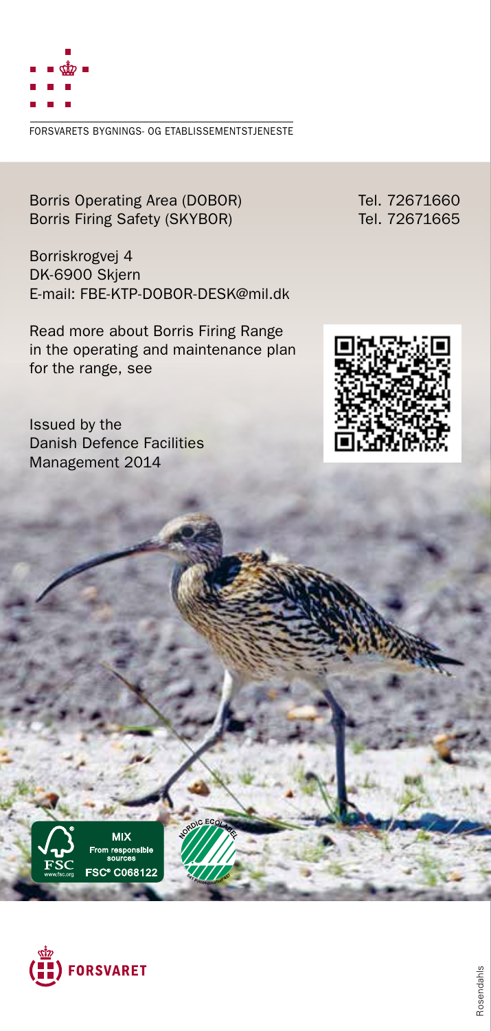FORSVARETS BYGNINGS- OG ETABLISSEMENTSTJENESTE

Borris Operating Area (DOBOR) Tel. 72671660
Borris Firing Safety (SKYBOR) Tel. 72671665

Borriskrogvej 4
DK-6900 Skjern
E-mail: FBE-KTP-DOBOR-DESK@mil.dk

Read more about Borris Firing Range in the operating and maintenance plan for the range, see

Issued by the
Danish Defence Facilities
Management 2014

MIX
From responsible sources
FSC® C068122

NORDIC ECOLABEL

FORSVARET

Rosendahls